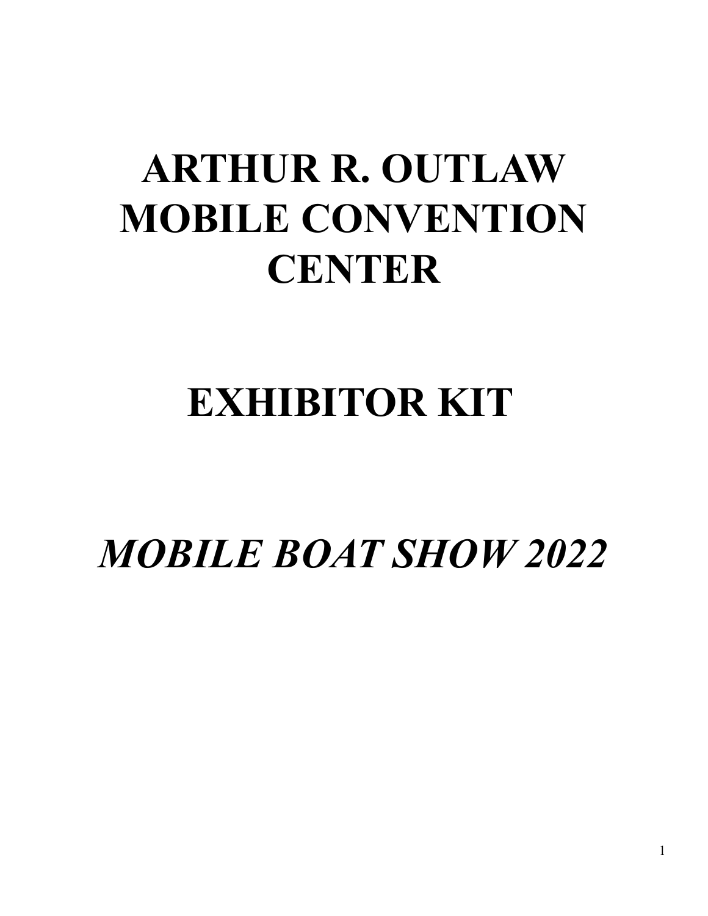# ARTHUR R. OUTLAW MOBILE CONVENTION CENTER

# EXHIBITOR KIT

# *MOBILE BOAT SHOW 2022*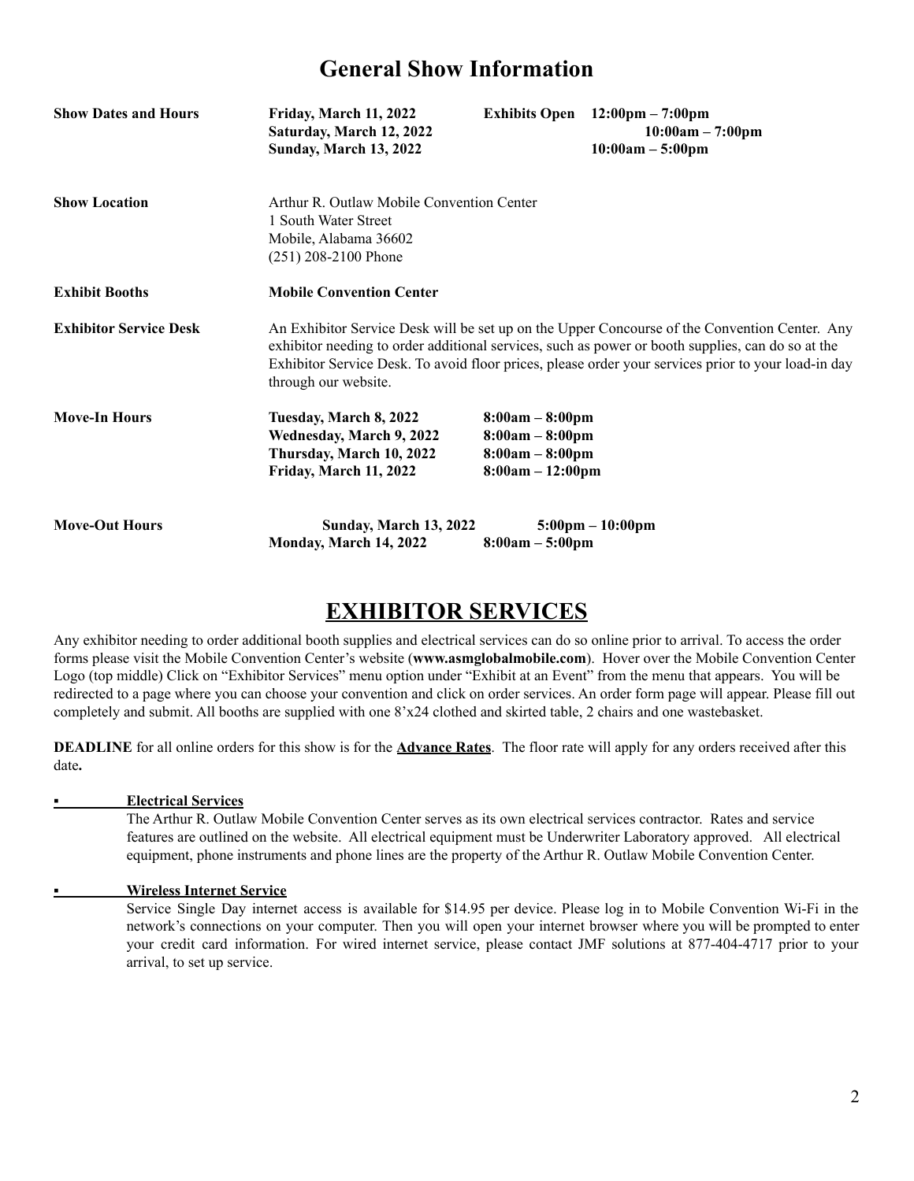# General Show Information

| | | | |
|---|---|---|---|
| **Show Dates and Hours** | **Friday, March 11, 2022** | **Exhibits Open** | **12:00pm – 7:00pm** |
| | **Saturday, March 12, 2022** | | **10:00am – 7:00pm** |
| | **Sunday, March 13, 2022** | | **10:00am – 5:00pm** |

**Show Location**

Arthur R. Outlaw Mobile Convention Center
1 South Water Street
Mobile, Alabama 36602
(251) 208-2100 Phone

**Exhibit Booths**

**Mobile Convention Center**

**Exhibitor Service Desk**

An Exhibitor Service Desk will be set up on the Upper Concourse of the Convention Center. Any exhibitor needing to order additional services, such as power or booth supplies, can do so at the Exhibitor Service Desk. To avoid floor prices, please order your services prior to your load-in day through our website.

| | | |
|---|---|---|
| **Move-In Hours** | **Tuesday, March 8, 2022** | **8:00am – 8:00pm** |
| | **Wednesday, March 9, 2022** | **8:00am – 8:00pm** |
| | **Thursday, March 10, 2022** | **8:00am – 8:00pm** |
| | **Friday, March 11, 2022** | **8:00am – 12:00pm** |
| **Move-Out Hours** | **Sunday, March 13, 2022** | **5:00pm – 10:00pm** |
| | **Monday, March 14, 2022** | **8:00am – 5:00pm** |

# EXHIBITOR SERVICES

Any exhibitor needing to order additional booth supplies and electrical services can do so online prior to arrival. To access the order forms please visit the Mobile Convention Center's website (**www.asmglobalmobile.com**). Hover over the Mobile Convention Center Logo (top middle) Click on "Exhibitor Services" menu option under "Exhibit at an Event" from the menu that appears. You will be redirected to a page where you can choose your convention and click on order services. An order form page will appear. Please fill out completely and submit. All booths are supplied with one 8'x24 clothed and skirted table, 2 chairs and one wastebasket.

**DEADLINE** for all online orders for this show is for the **Advance Rates**. The floor rate will apply for any orders received after this date**.**

- **Electrical Services**

  The Arthur R. Outlaw Mobile Convention Center serves as its own electrical services contractor. Rates and service features are outlined on the website. All electrical equipment must be Underwriter Laboratory approved. All electrical equipment, phone instruments and phone lines are the property of the Arthur R. Outlaw Mobile Convention Center.

- **Wireless Internet Service**

  Service Single Day internet access is available for $14.95 per device. Please log in to Mobile Convention Wi-Fi in the network's connections on your computer. Then you will open your internet browser where you will be prompted to enter your credit card information. For wired internet service, please contact JMF solutions at 877-404-4717 prior to your arrival, to set up service.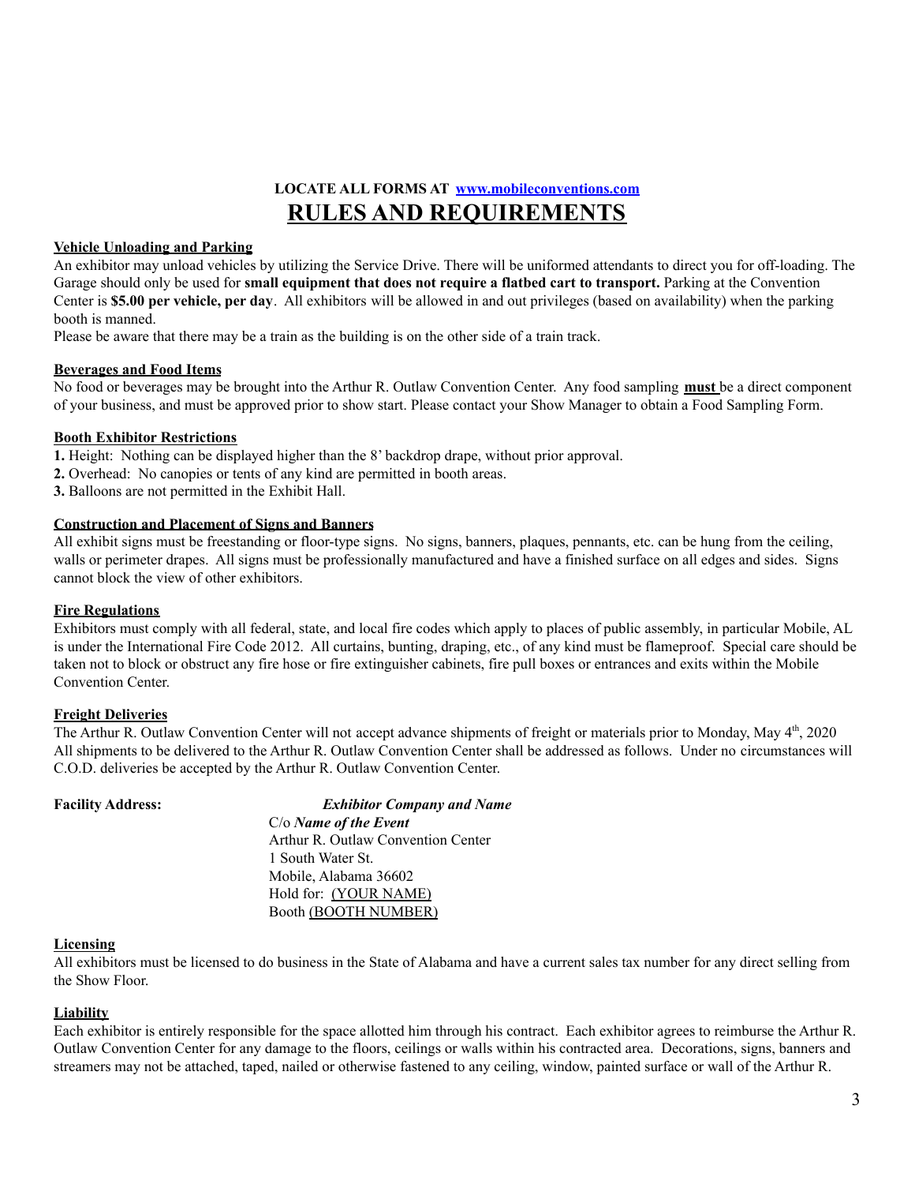**LOCATE ALL FORMS AT [www.mobileconventions.com](http://www.mobileconventions.com)**

# RULES AND REQUIREMENTS

**Vehicle Unloading and Parking**

An exhibitor may unload vehicles by utilizing the Service Drive. There will be uniformed attendants to direct you for off-loading. The Garage should only be used for **small equipment that does not require a flatbed cart to transport.** Parking at the Convention Center is **$5.00 per vehicle, per day**. All exhibitors will be allowed in and out privileges (based on availability) when the parking booth is manned.

Please be aware that there may be a train as the building is on the other side of a train track.

**Beverages and Food Items**

No food or beverages may be brought into the Arthur R. Outlaw Convention Center. Any food sampling **must** be a direct component of your business, and must be approved prior to show start. Please contact your Show Manager to obtain a Food Sampling Form.

**Booth Exhibitor Restrictions**

**1.** Height: Nothing can be displayed higher than the 8' backdrop drape, without prior approval.
**2.** Overhead: No canopies or tents of any kind are permitted in booth areas.
**3.** Balloons are not permitted in the Exhibit Hall.

**Construction and Placement of Signs and Banners**

All exhibit signs must be freestanding or floor-type signs. No signs, banners, plaques, pennants, etc. can be hung from the ceiling, walls or perimeter drapes. All signs must be professionally manufactured and have a finished surface on all edges and sides. Signs cannot block the view of other exhibitors.

**Fire Regulations**

Exhibitors must comply with all federal, state, and local fire codes which apply to places of public assembly, in particular Mobile, AL is under the International Fire Code 2012. All curtains, bunting, draping, etc., of any kind must be flameproof. Special care should be taken not to block or obstruct any fire hose or fire extinguisher cabinets, fire pull boxes or entrances and exits within the Mobile Convention Center.

**Freight Deliveries**

The Arthur R. Outlaw Convention Center will not accept advance shipments of freight or materials prior to Monday, May 4th, 2020 All shipments to be delivered to the Arthur R. Outlaw Convention Center shall be addressed as follows. Under no circumstances will C.O.D. deliveries be accepted by the Arthur R. Outlaw Convention Center.

**Facility Address:** ***Exhibitor Company and Name***
C/o ***Name of the Event***
Arthur R. Outlaw Convention Center
1 South Water St.
Mobile, Alabama 36602
Hold for: (YOUR NAME)
Booth (BOOTH NUMBER)

**Licensing**

All exhibitors must be licensed to do business in the State of Alabama and have a current sales tax number for any direct selling from the Show Floor.

**Liability**

Each exhibitor is entirely responsible for the space allotted him through his contract. Each exhibitor agrees to reimburse the Arthur R. Outlaw Convention Center for any damage to the floors, ceilings or walls within his contracted area. Decorations, signs, banners and streamers may not be attached, taped, nailed or otherwise fastened to any ceiling, window, painted surface or wall of the Arthur R.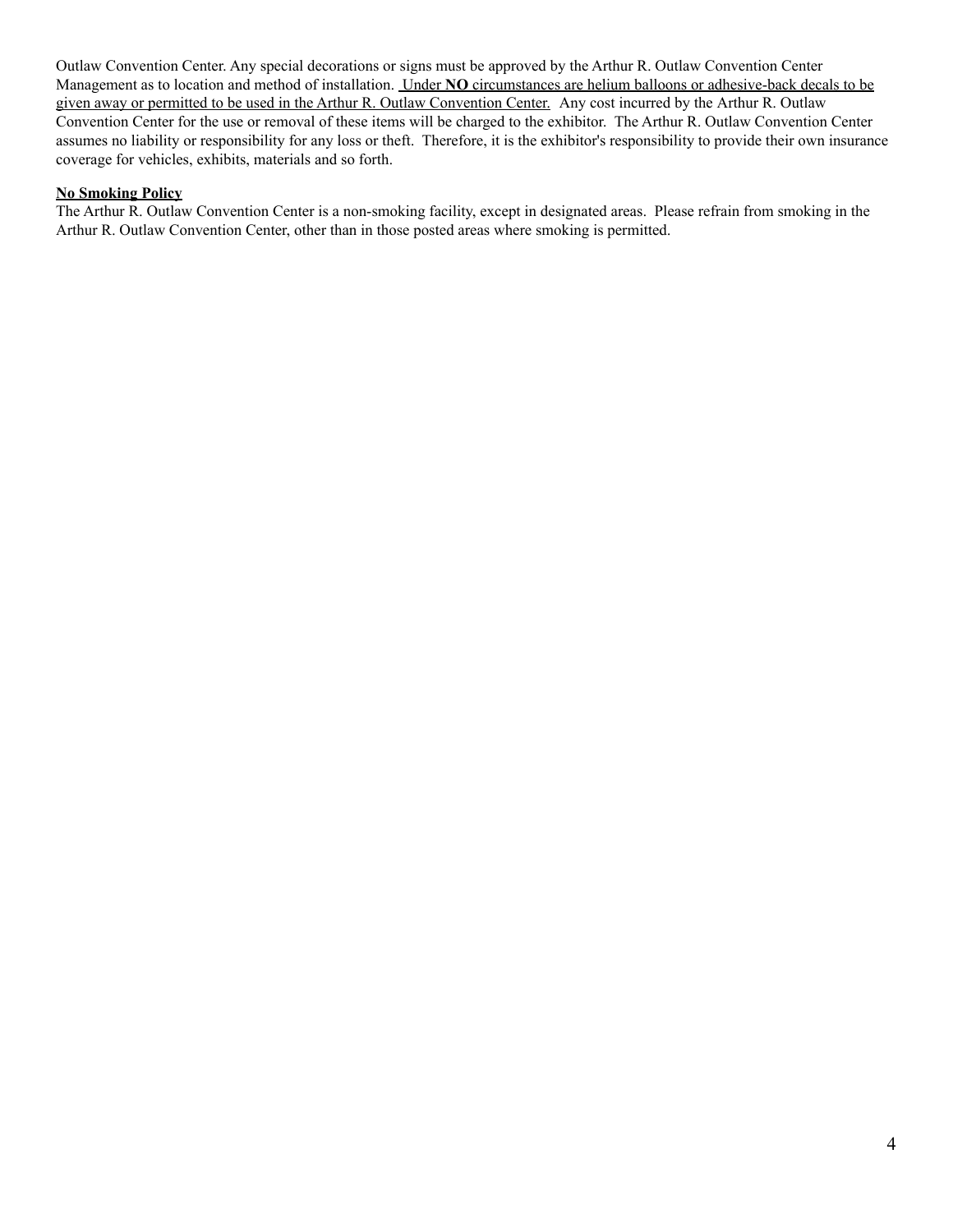Outlaw Convention Center. Any special decorations or signs must be approved by the Arthur R. Outlaw Convention Center Management as to location and method of installation. Under **NO** circumstances are helium balloons or adhesive-back decals to be given away or permitted to be used in the Arthur R. Outlaw Convention Center. Any cost incurred by the Arthur R. Outlaw Convention Center for the use or removal of these items will be charged to the exhibitor. The Arthur R. Outlaw Convention Center assumes no liability or responsibility for any loss or theft. Therefore, it is the exhibitor's responsibility to provide their own insurance coverage for vehicles, exhibits, materials and so forth.

**No Smoking Policy**

The Arthur R. Outlaw Convention Center is a non-smoking facility, except in designated areas. Please refrain from smoking in the Arthur R. Outlaw Convention Center, other than in those posted areas where smoking is permitted.